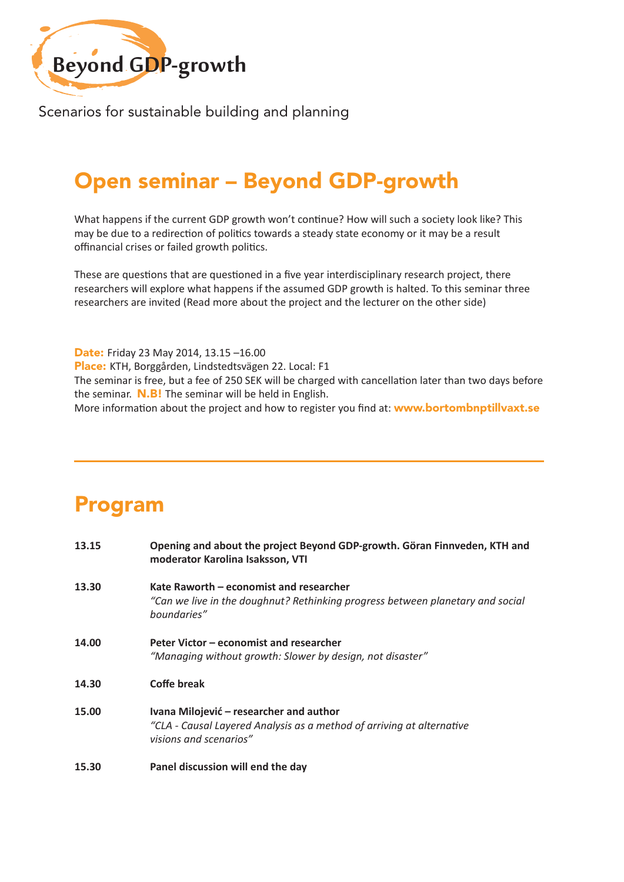Beyond GDP-growth

Scenarios for sustainable building and planning

# Open seminar – Beyond GDP-growth

What happens if the current GDP growth won't continue? How will such a society look like? This may be due to a redirection of politics towards a steady state economy or it may be a result offinancial crises or failed growth politics.

These are questions that are questioned in a five year interdisciplinary research project, there researchers will explore what happens if the assumed GDP growth is halted. To this seminar three researchers are invited (Read more about the project and the lecturer on the other side)

**Date:** Friday 23 May 2014, 13.15 –16.00
**Place:** KTH, Borggården, Lindstedtsvägen 22. Local: F1
The seminar is free, but a fee of 250 SEK will be charged with cancellation later than two days before the seminar. **N.B!** The seminar will be held in English.
More information about the project and how to register you find at: **www.bortombnptillvaxt.se**

---

# Program

| | |
|---|---|
| **13.15** | **Opening and about the project Beyond GDP-growth. Göran Finnveden, KTH and moderator Karolina Isaksson, VTI** |
| **13.30** | **Kate Raworth – economist and researcher** *"Can we live in the doughnut? Rethinking progress between planetary and social boundaries"* |
| **14.00** | **Peter Victor – economist and researcher** *"Managing without growth: Slower by design, not disaster"* |
| **14.30** | **Coffe break** |
| **15.00** | **Ivana Milojević – researcher and author** *"CLA - Causal Layered Analysis as a method of arriving at alternative visions and scenarios"* |
| **15.30** | **Panel discussion will end the day** |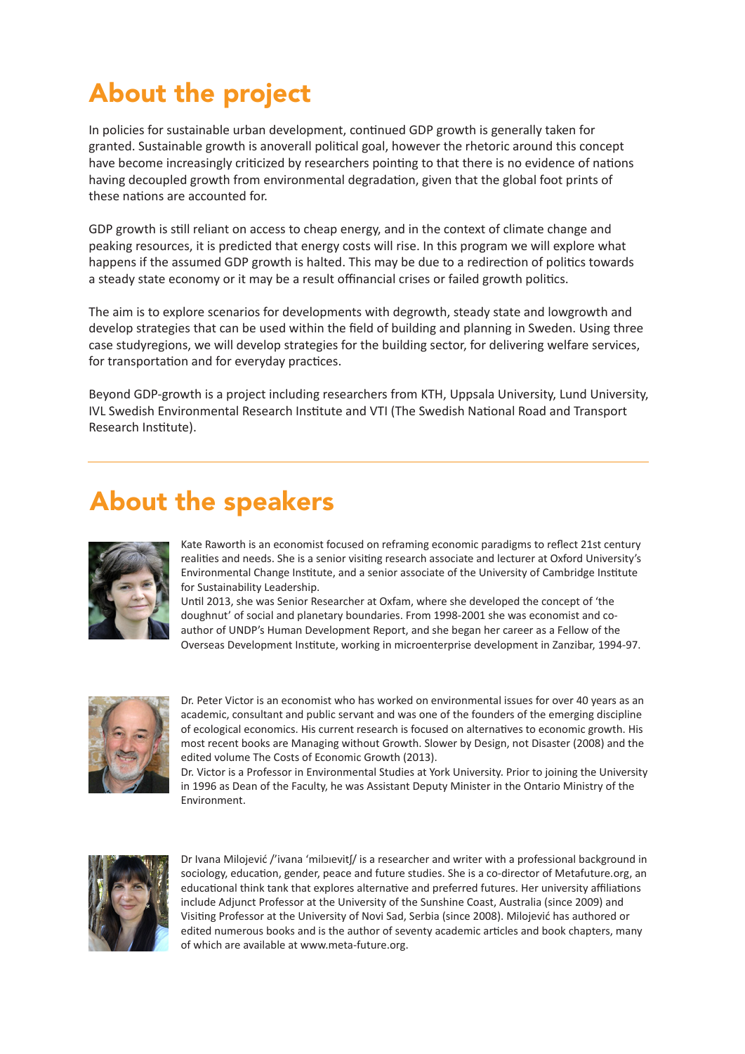# About the project

In policies for sustainable urban development, continued GDP growth is generally taken for granted. Sustainable growth is anoverall political goal, however the rhetoric around this concept have become increasingly criticized by researchers pointing to that there is no evidence of nations having decoupled growth from environmental degradation, given that the global foot prints of these nations are accounted for.

GDP growth is still reliant on access to cheap energy, and in the context of climate change and peaking resources, it is predicted that energy costs will rise. In this program we will explore what happens if the assumed GDP growth is halted. This may be due to a redirection of politics towards a steady state economy or it may be a result offinancial crises or failed growth politics.

The aim is to explore scenarios for developments with degrowth, steady state and lowgrowth and develop strategies that can be used within the field of building and planning in Sweden. Using three case studyregions, we will develop strategies for the building sector, for delivering welfare services, for transportation and for everyday practices.

Beyond GDP-growth is a project including researchers from KTH, Uppsala University, Lund University, IVL Swedish Environmental Research Institute and VTI (The Swedish National Road and Transport Research Institute).

---

# About the speakers

Kate Raworth is an economist focused on reframing economic paradigms to reflect 21st century realities and needs. She is a senior visiting research associate and lecturer at Oxford University's Environmental Change Institute, and a senior associate of the University of Cambridge Institute for Sustainability Leadership.
Until 2013, she was Senior Researcher at Oxfam, where she developed the concept of 'the doughnut' of social and planetary boundaries. From 1998-2001 she was economist and co-author of UNDP's Human Development Report, and she began her career as a Fellow of the Overseas Development Institute, working in microenterprise development in Zanzibar, 1994-97.

Dr. Peter Victor is an economist who has worked on environmental issues for over 40 years as an academic, consultant and public servant and was one of the founders of the emerging discipline of ecological economics. His current research is focused on alternatives to economic growth. His most recent books are Managing without Growth. Slower by Design, not Disaster (2008) and the edited volume The Costs of Economic Growth (2013).
Dr. Victor is a Professor in Environmental Studies at York University. Prior to joining the University in 1996 as Dean of the Faculty, he was Assistant Deputy Minister in the Ontario Ministry of the Environment.

Dr Ivana Milojević /'ivana 'milɔıevitʃ/ is a researcher and writer with a professional background in sociology, education, gender, peace and future studies. She is a co-director of Metafuture.org, an educational think tank that explores alternative and preferred futures. Her university affiliations include Adjunct Professor at the University of the Sunshine Coast, Australia (since 2009) and Visiting Professor at the University of Novi Sad, Serbia (since 2008). Milojević has authored or edited numerous books and is the author of seventy academic articles and book chapters, many of which are available at www.meta-future.org.